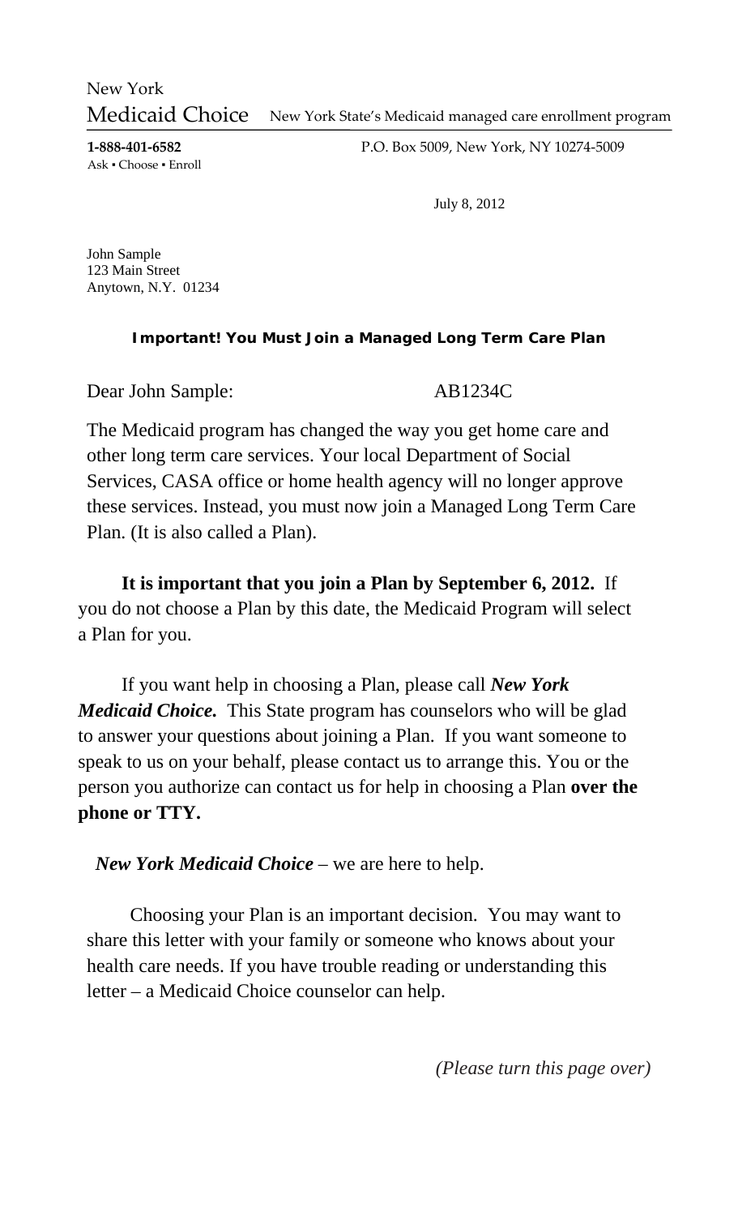New York
Medicaid Choice   New York State's Medicaid managed care enrollment program

**1-888-401-6582**
Ask • Choose • Enroll

P.O. Box 5009, New York, NY 10274-5009

July 8, 2012

John Sample
123 Main Street
Anytown, N.Y. 01234

**Important! You Must Join a Managed Long Term Care Plan**

Dear John Sample: AB1234C

The Medicaid program has changed the way you get home care and other long term care services. Your local Department of Social Services, CASA office or home health agency will no longer approve these services. Instead, you must now join a Managed Long Term Care Plan. (It is also called a Plan).

**It is important that you join a Plan by September 6, 2012.** If you do not choose a Plan by this date, the Medicaid Program will select a Plan for you.

If you want help in choosing a Plan, please call ***New York Medicaid Choice.*** This State program has counselors who will be glad to answer your questions about joining a Plan. If you want someone to speak to us on your behalf, please contact us to arrange this. You or the person you authorize can contact us for help in choosing a Plan **over the phone or TTY.**

***New York Medicaid Choice*** – we are here to help.

Choosing your Plan is an important decision. You may want to share this letter with your family or someone who knows about your health care needs. If you have trouble reading or understanding this letter – a Medicaid Choice counselor can help.

*(Please turn this page over)*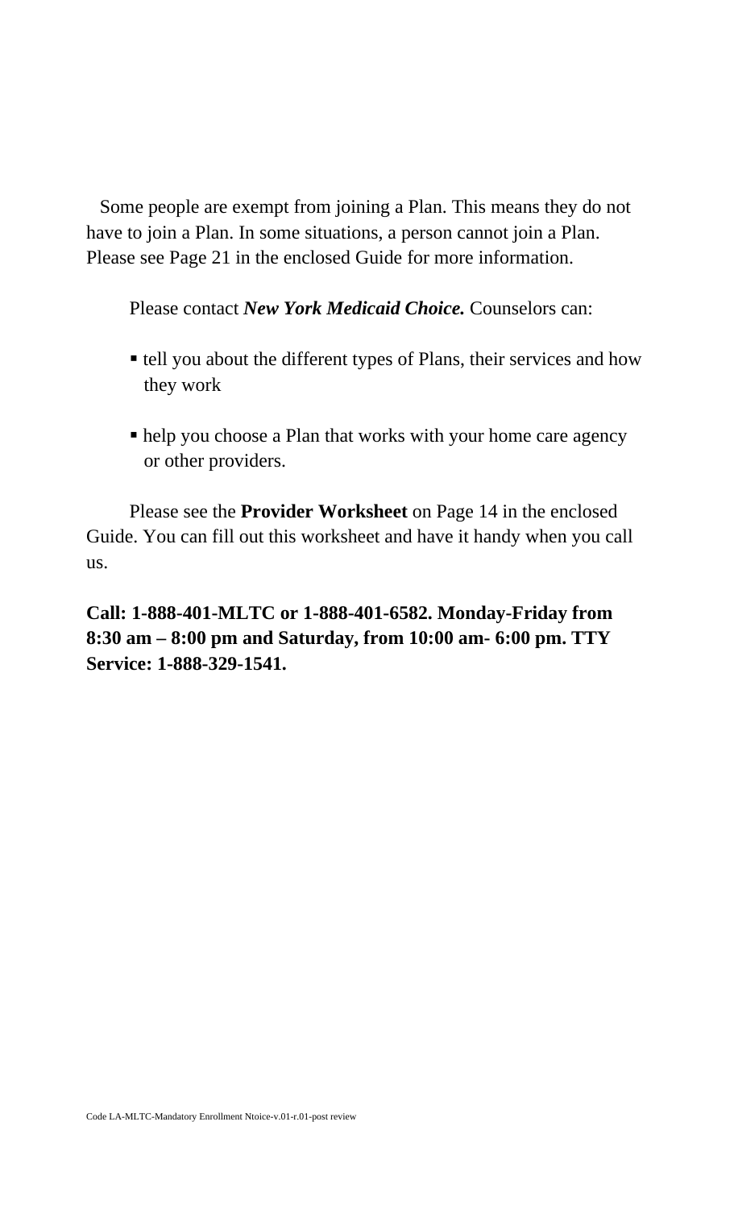Some people are exempt from joining a Plan. This means they do not have to join a Plan. In some situations, a person cannot join a Plan. Please see Page 21 in the enclosed Guide for more information.

Please contact ***New York Medicaid Choice.*** Counselors can:

- tell you about the different types of Plans, their services and how they work
- help you choose a Plan that works with your home care agency or other providers.

Please see the **Provider Worksheet** on Page 14 in the enclosed Guide. You can fill out this worksheet and have it handy when you call us.

**Call: 1-888-401-MLTC or 1-888-401-6582. Monday-Friday from 8:30 am – 8:00 pm and Saturday, from 10:00 am- 6:00 pm. TTY Service: 1-888-329-1541.**

Code LA-MLTC-Mandatory Enrollment Ntoice-v.01-r.01-post review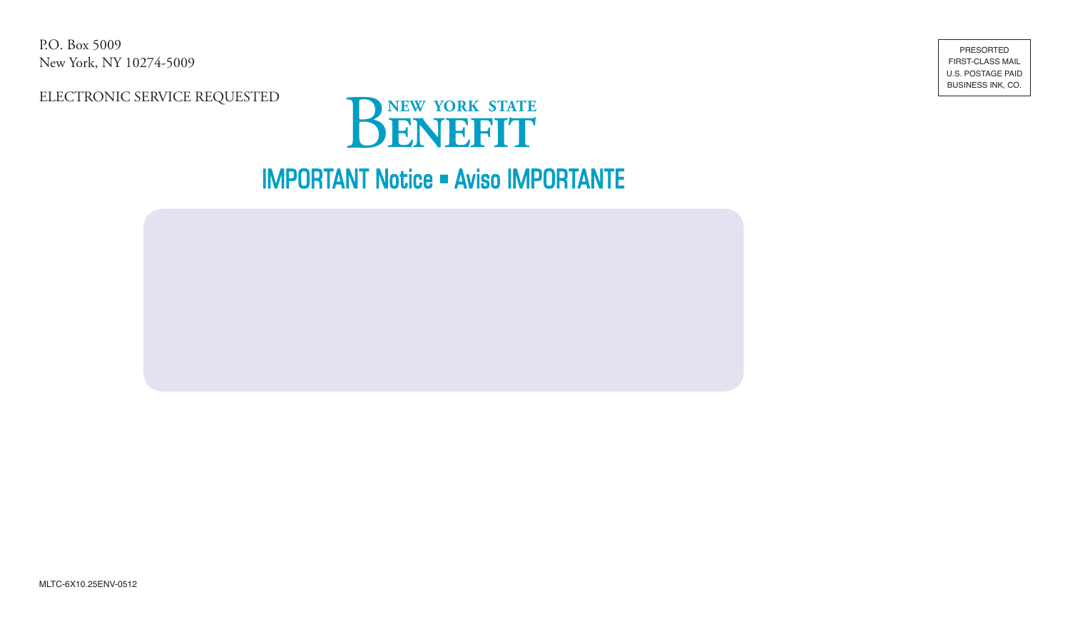P.O. Box 5009
New York, NY 10274-5009

ELECTRONIC SERVICE REQUESTED

PRESORTED
FIRST-CLASS MAIL
U.S. POSTAGE PAID
BUSINESS INK, CO.

# NEW YORK STATE BENEFIT

## IMPORTANT Notice ▪ Aviso IMPORTANTE

MLTC-6X10.25ENV-0512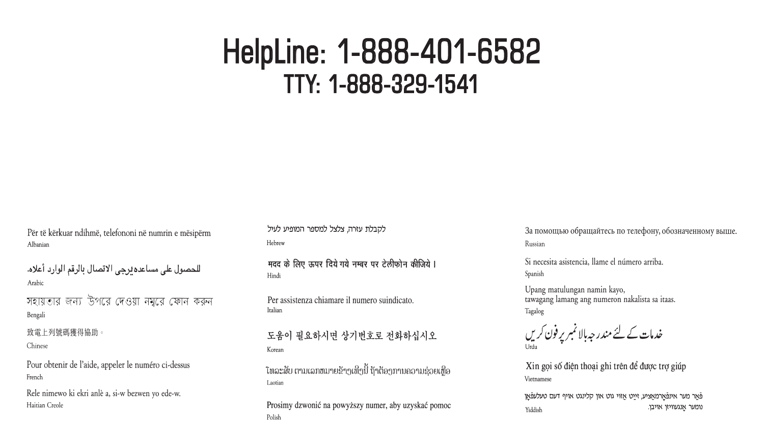# HelpLine: 1-888-401-6582

## TTY: 1-888-329-1541

Për të kërkuar ndihmë, telefononi në numrin e mësipërm
Albanian

للحصول على مساعدهيرجى الاتصال بالرقم الوارد أعلاه.
Arabic

সহায়তার জন্য উপরে দেওয়া নম্বরে ফোন করুন
Bengali

致電上列號碼獲得協助。
Chinese

Pour obtenir de l'aide, appeler le numéro ci-dessus
French

Rele nimewo ki ekri anlè a, si-w bezwen yo ede-w.
Haitian Creole

לקבלת עזרה, צלצל למספר המופיע לעיל
Hebrew

मदद के लिए ऊपर दिये गये नम्बर पर टेलीफोन कीजिये ।
Hindi

Per assistenza chiamare il numero suindicato.
Italian

도움이 필요하시면 상기번호로 전화하십시오
Korean

ໂທລະສັບ ຕາມເລກໝາຍຂ້າງເທິງນີ້ ຖ້າຕ້ອງການຄວາມຊ່ວຍເຫຼືອ
Laotian

Prosimy dzwonić na powyższy numer, aby uzyskać pomoc
Polish

За помощью обращайтесь по телефону, обозначенному выше.
Russian

Si necesita asistencia, llame el número arriba.
Spanish

Upang matulungan namin kayo,
tawagang lamang ang numeron nakalista sa itaas.
Tagalog

خدمات کے لئے مندرجہ بالا نمبر پر فون کریں
Urdu

Xin gọi số điện thoại ghi trên để được trợ giúp
Vietnamese

פֿאַר מער אינפֿאָרמאַציע, זייט אַזוי גוט און קלינגט אויף דעם טעלעפֿאָן נומער אָנגעוויזן אויבן.
Yiddish